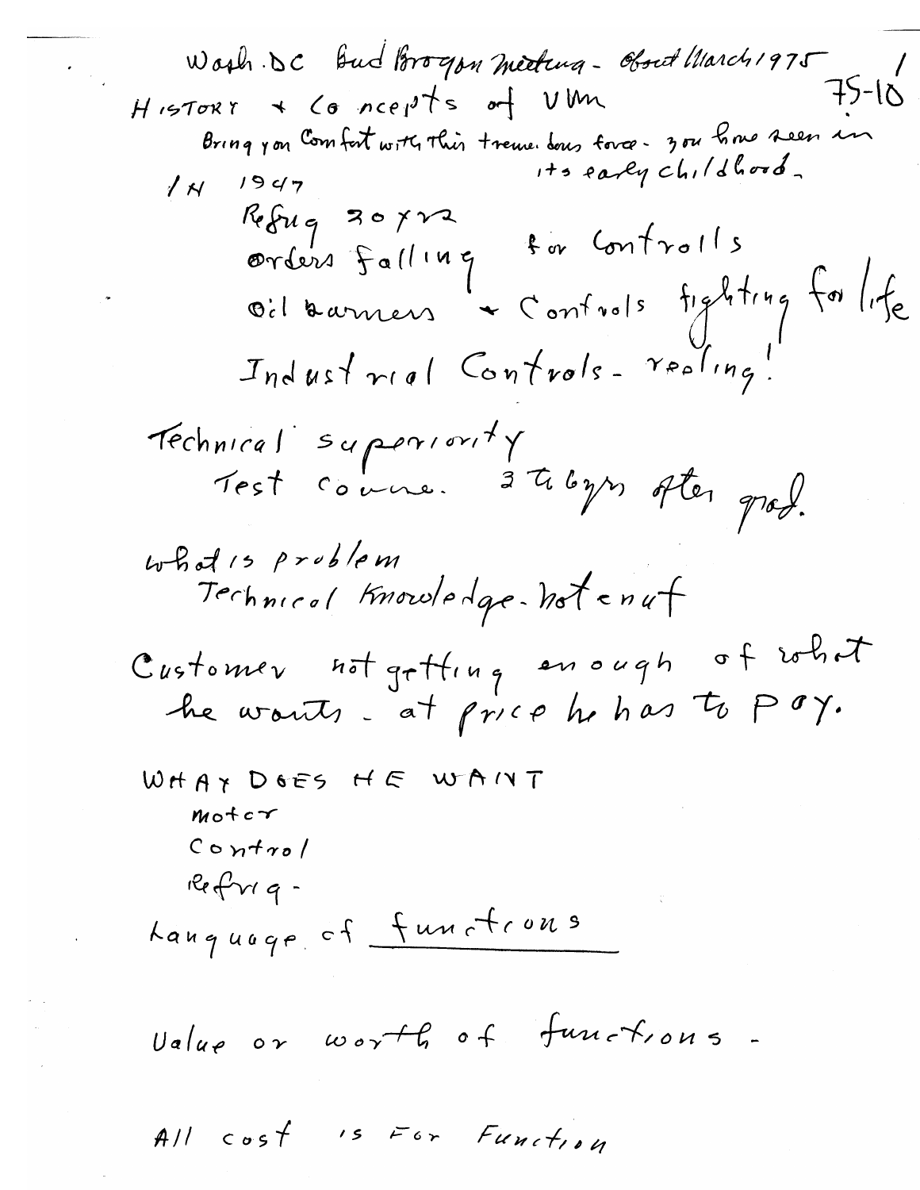Wash. DC Bud Brogan meeting - About March 1975

75-10

HISTORY + Concepts of VM

Bring you Comfort with this tremendous force - you have seen in its early childhood.

IN 1947

Refrig 30 x 22

orders falling for Controlls

Oil burners + Controls fighting for life

Industrial Controls - reeling!

Technical superiority

Test course. 3 to 6 yrs after grad.

what is problem

Technical Knowledge - not enuf

Customer not getting enough of what he wants - at price he has to pay.

WHAT DOES HE WANT

motor

Control

Refrig -

Language of functions

Value or worth of functions -

All cost is For Function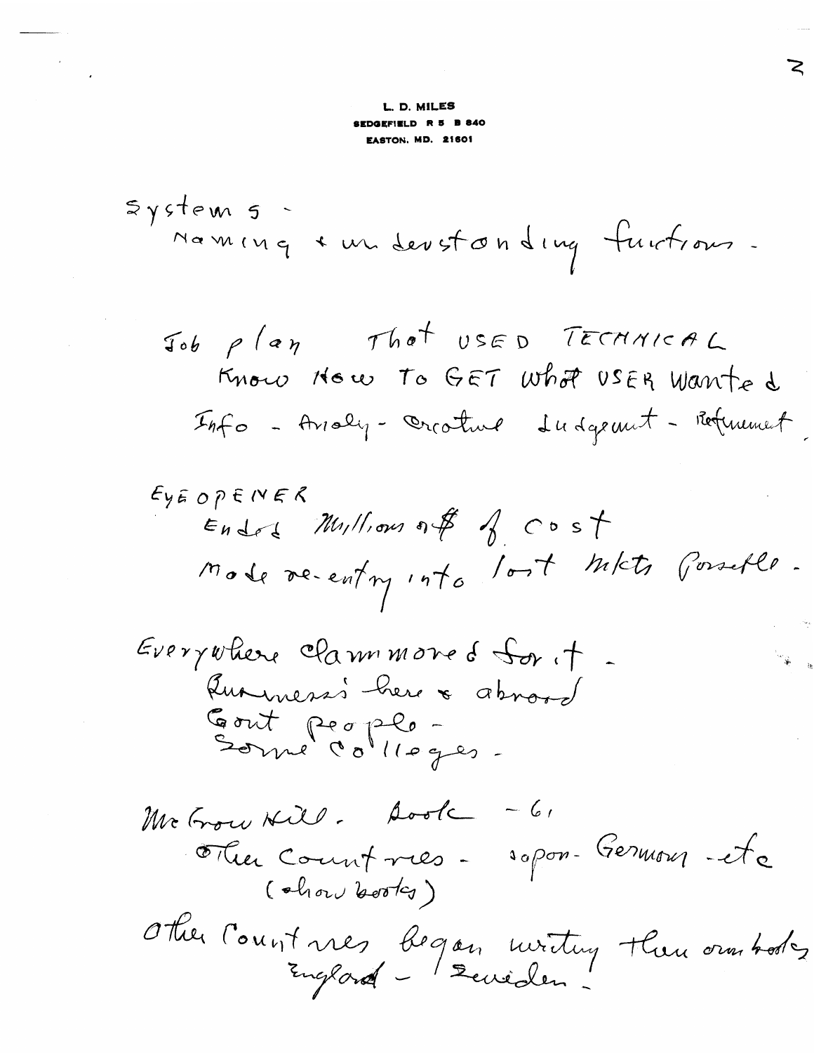L. D. MILES
SEDGEFIELD R 5 B 840
EASTON, MD. 21601

Systems -
Naming + understanding functions -

Job plan That USED TECHNICAL
Know How To GET What USER Wanted
Info - Analy - Creative Judgement - Refinement

EYE OPENER
Ended Millions of $ of cost
Made re-entry into lost mkts possible.

Everywhere clammored for it -
Business's here & abroad
Govt people -
Some Colleges -

McGraw Hill. Book - 61
Other Countries - Japan - Germany - etc
(show books)
Other Countries began writing their own books
England - Sweden.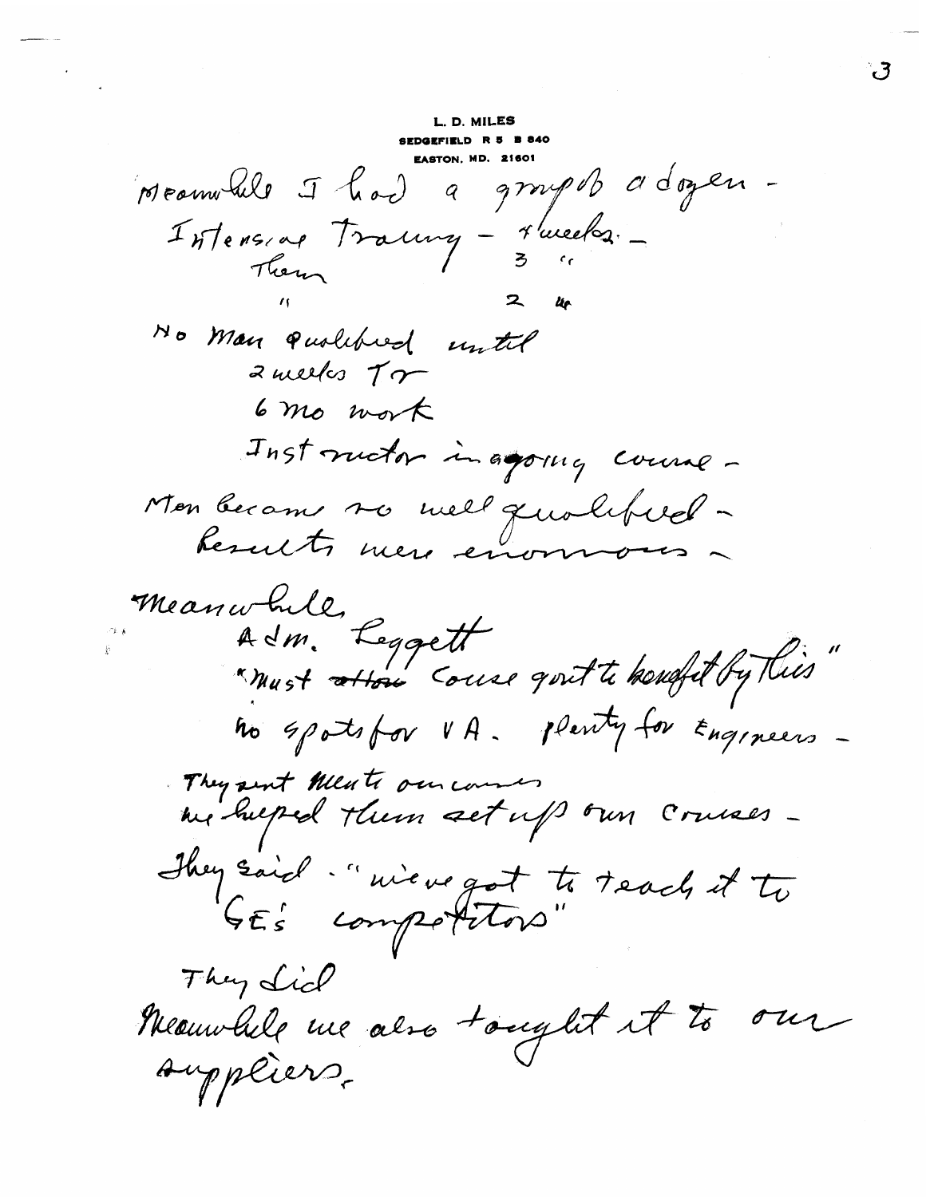**L. D. MILES**
SEDGEFIELD R 5 B 840
EASTON, MD. 21601

Meanwhile I had a group of a dozen -
Intensive Training - 4 weeks -
Then 3 "
" 2 "

No Man qualified until
2 weeks Tr
6 mo work
Instructor in ongoing course -

Men became so well qualified -
Results were enormous -

Meanwhile,
Adm. Leggett
"Must ~~allow~~ Course govt to benefit by this"
No spots for VA. plenty for Engineers -

They sent Men to our courses
we helped them set up own courses -

They said - "we've got to teach it to
GE's competitors"

They did
Meanwhile we also taught it to our
suppliers.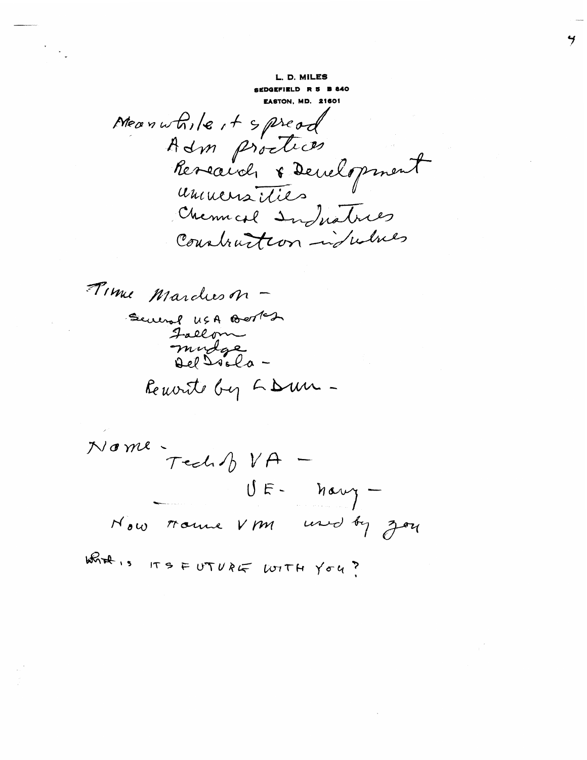L. D. MILES
SEDGEFIELD R 5 B 840
EASTON, MD. 21601

Meanwhile, it spread
Adm practices
Research & Development
Universities
Chemical Industries
Construction industries

Time Marchison -
Several USA books
Fallon
Mudge
Del Isola -
Rewrite by L Dunn -

Name - Tech of VA -
VE - Navy -
Now name VM used by you

What is ITS FUTURE WITH YOU?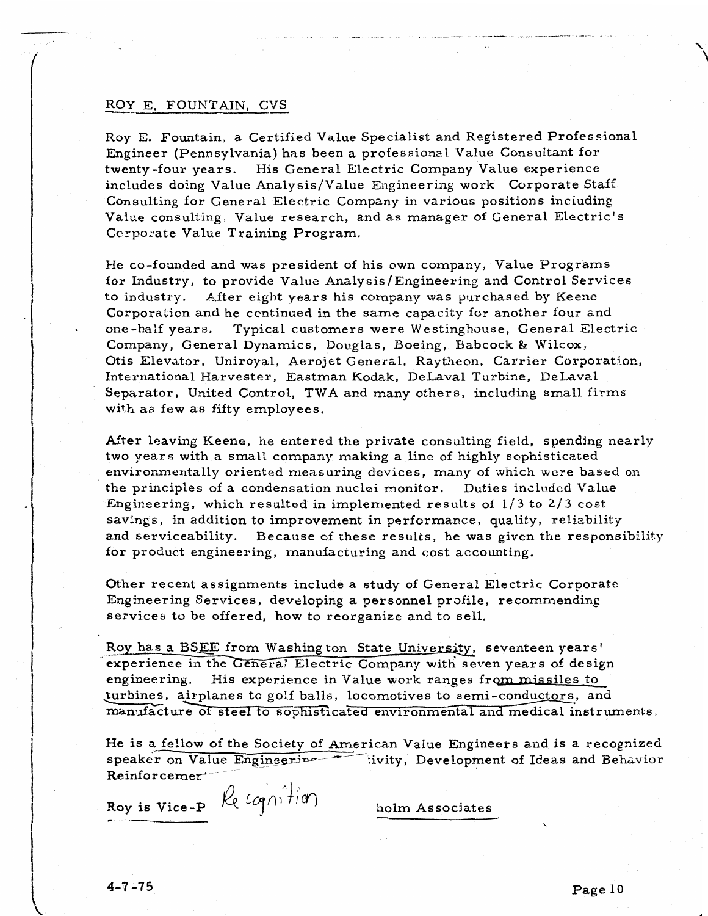ROY E. FOUNTAIN, CVS

Roy E. Fountain, a Certified Value Specialist and Registered Professional Engineer (Pennsylvania) has been a professional Value Consultant for twenty-four years. His General Electric Company Value experience includes doing Value Analysis/Value Engineering work Corporate Staff Consulting for General Electric Company in various positions including Value consulting, Value research, and as manager of General Electric's Corporate Value Training Program.

He co-founded and was president of his own company, Value Programs for Industry, to provide Value Analysis/Engineering and Control Services to industry. After eight years his company was purchased by Keene Corporation and he continued in the same capacity for another four and one-half years. Typical customers were Westinghouse, General Electric Company, General Dynamics, Douglas, Boeing, Babcock & Wilcox, Otis Elevator, Uniroyal, Aerojet General, Raytheon, Carrier Corporation, International Harvester, Eastman Kodak, DeLaval Turbine, DeLaval Separator, United Control, TWA and many others, including small firms with as few as fifty employees.

After leaving Keene, he entered the private consulting field, spending nearly two years with a small company making a line of highly sophisticated environmentally oriented measuring devices, many of which were based on the principles of a condensation nuclei monitor. Duties included Value Engineering, which resulted in implemented results of 1/3 to 2/3 cost savings, in addition to improvement in performance, quality, reliability and serviceability. Because of these results, he was given the responsibility for product engineering, manufacturing and cost accounting.

Other recent assignments include a study of General Electric Corporate Engineering Services, developing a personnel profile, recommending services to be offered, how to reorganize and to sell.

Roy has a BSEE from Washington State University, seventeen years' experience in the General Electric Company with seven years of design engineering. His experience in Value work ranges from missiles to turbines, airplanes to golf balls, locomotives to semi-conductors, and manufacture of steel to sophisticated environmental and medical instruments.

He is a fellow of the Society of American Value Engineers and is a recognized speaker on Value Engineerin[...]ivity, Development of Ideas and Behavior Reinforcemer[...]

Roy is Vice-P [...] Recognition [...]holm Associates

4-7-75